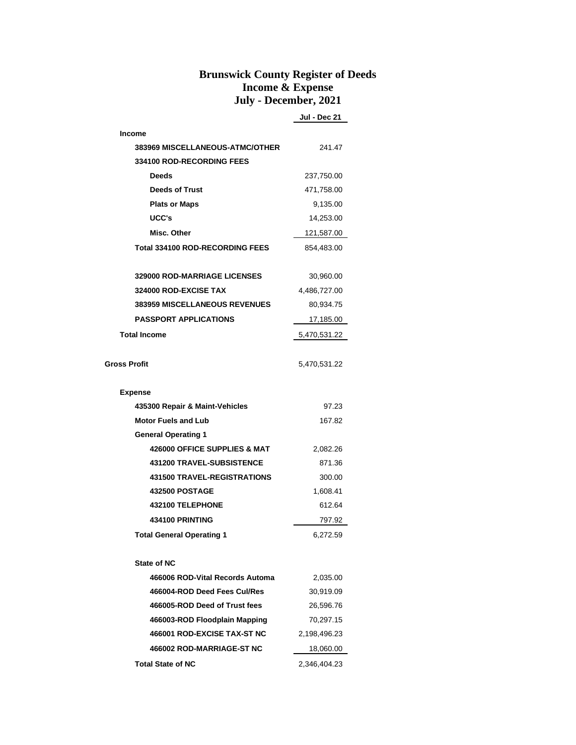# Brunswick County Register of Deeds
## Income & Expense
## July - December, 2021

| | Jul - Dec 21 |
|---|---|
| **Income** | |
| **383969 MISCELLANEOUS-ATMC/OTHER** | 241.47 |
| **334100 ROD-RECORDING FEES** | |
| **Deeds** | 237,750.00 |
| **Deeds of Trust** | 471,758.00 |
| **Plats or Maps** | 9,135.00 |
| **UCC's** | 14,253.00 |
| **Misc. Other** | 121,587.00 |
| **Total 334100 ROD-RECORDING FEES** | 854,483.00 |
| **329000 ROD-MARRIAGE LICENSES** | 30,960.00 |
| **324000 ROD-EXCISE TAX** | 4,486,727.00 |
| **383959 MISCELLANEOUS REVENUES** | 80,934.75 |
| **PASSPORT APPLICATIONS** | 17,185.00 |
| **Total Income** | 5,470,531.22 |
| **Gross Profit** | 5,470,531.22 |
| **Expense** | |
| **435300 Repair & Maint-Vehicles** | 97.23 |
| **Motor Fuels and Lub** | 167.82 |
| **General Operating 1** | |
| **426000 OFFICE SUPPLIES & MAT** | 2,082.26 |
| **431200 TRAVEL-SUBSISTENCE** | 871.36 |
| **431500 TRAVEL-REGISTRATIONS** | 300.00 |
| **432500 POSTAGE** | 1,608.41 |
| **432100 TELEPHONE** | 612.64 |
| **434100 PRINTING** | 797.92 |
| **Total General Operating 1** | 6,272.59 |
| **State of NC** | |
| **466006 ROD-Vital Records Automa** | 2,035.00 |
| **466004-ROD Deed Fees Cul/Res** | 30,919.09 |
| **466005-ROD Deed of Trust fees** | 26,596.76 |
| **466003-ROD Floodplain Mapping** | 70,297.15 |
| **466001 ROD-EXCISE TAX-ST NC** | 2,198,496.23 |
| **466002 ROD-MARRIAGE-ST NC** | 18,060.00 |
| **Total State of NC** | 2,346,404.23 |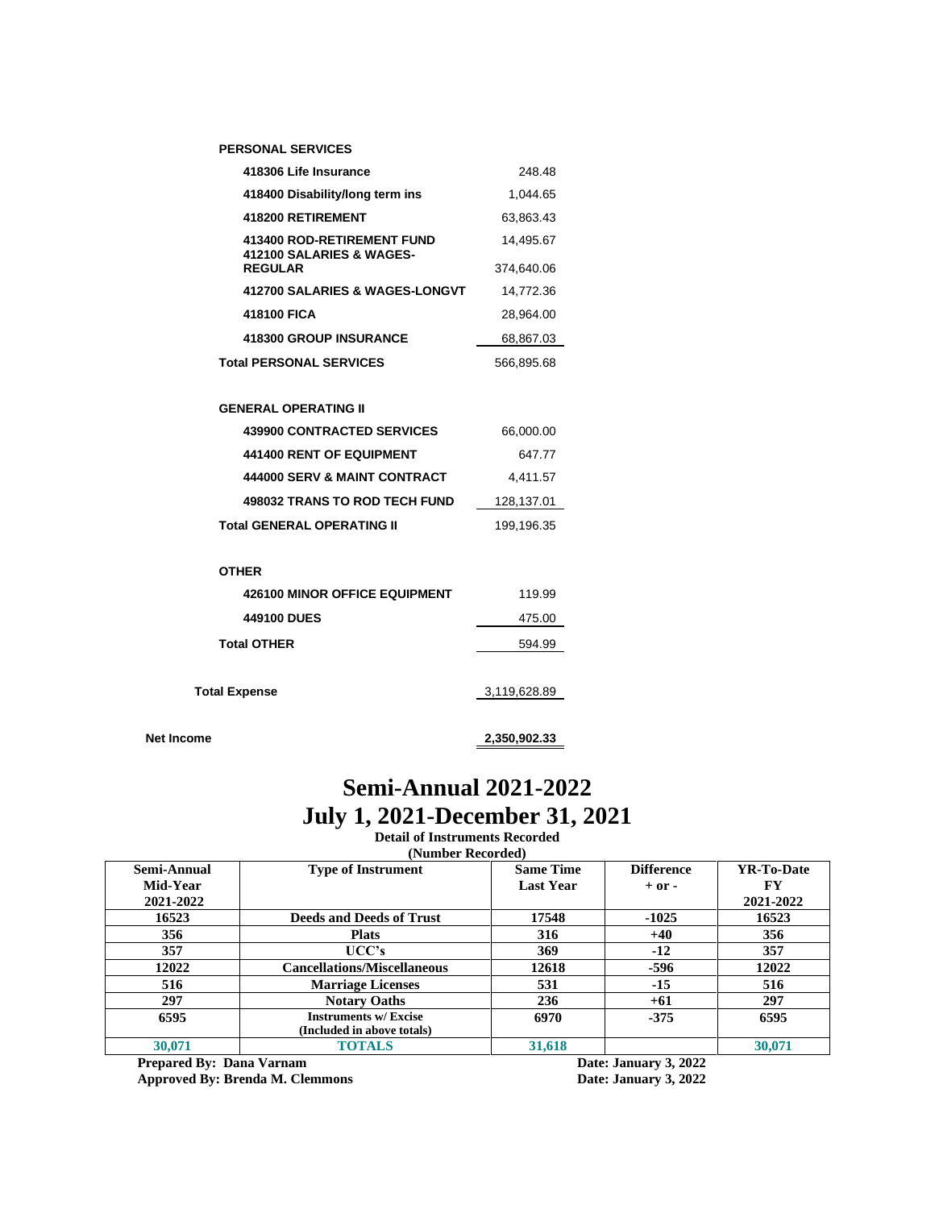| | |
|---|---|
| **PERSONAL SERVICES** | |
| **418306 Life Insurance** | 248.48 |
| **418400 Disability/long term ins** | 1,044.65 |
| **418200 RETIREMENT** | 63,863.43 |
| **413400 ROD-RETIREMENT FUND** | 14,495.67 |
| **412100 SALARIES & WAGES-REGULAR** | 374,640.06 |
| **412700 SALARIES & WAGES-LONGVT** | 14,772.36 |
| **418100 FICA** | 28,964.00 |
| **418300 GROUP INSURANCE** | 68,867.03 |
| **Total PERSONAL SERVICES** | 566,895.68 |
| **GENERAL OPERATING II** | |
| **439900 CONTRACTED SERVICES** | 66,000.00 |
| **441400 RENT OF EQUIPMENT** | 647.77 |
| **444000 SERV & MAINT CONTRACT** | 4,411.57 |
| **498032 TRANS TO ROD TECH FUND** | 128,137.01 |
| **Total GENERAL OPERATING II** | 199,196.35 |
| **OTHER** | |
| **426100 MINOR OFFICE EQUIPMENT** | 119.99 |
| **449100 DUES** | 475.00 |
| **Total OTHER** | 594.99 |
| **Total Expense** | 3,119,628.89 |
| **Net Income** | **2,350,902.33** |

# Semi-Annual 2021-2022
# July 1, 2021-December 31, 2021

**Detail of Instruments Recorded**
**(Number Recorded)**

| Semi-Annual Mid-Year 2021-2022 | Type of Instrument | Same Time Last Year | Difference + or - | YR-To-Date FY 2021-2022 |
|---|---|---|---|---|
| 16523 | Deeds and Deeds of Trust | 17548 | -1025 | 16523 |
| 356 | Plats | 316 | +40 | 356 |
| 357 | UCC's | 369 | -12 | 357 |
| 12022 | Cancellations/Miscellaneous | 12618 | -596 | 12022 |
| 516 | Marriage Licenses | 531 | -15 | 516 |
| 297 | Notary Oaths | 236 | +61 | 297 |
| 6595 | Instruments w/ Excise (Included in above totals) | 6970 | -375 | 6595 |
| 30,071 | TOTALS | 31,618 | | 30,071 |

**Prepared By: Dana Varnam** **Date: January 3, 2022**

**Approved By: Brenda M. Clemmons** **Date: January 3, 2022**